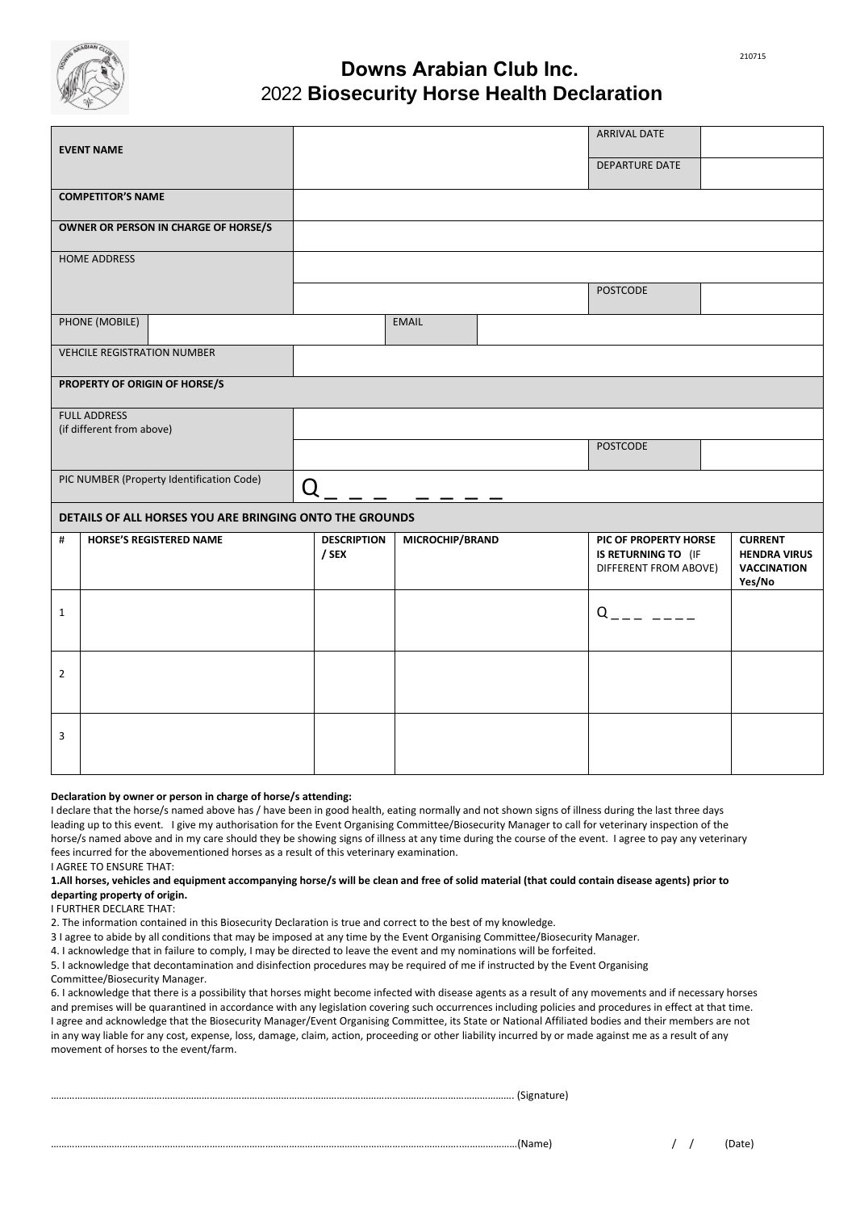# Downs Arabian Club Inc.

## 2022 **Biosecurity Horse Health Declaration**

| **EVENT NAME** | | ARRIVAL DATE | |
|---|---|---|---|
| | | DEPARTURE DATE | |
| **COMPETITOR'S NAME** | | | |
| **OWNER OR PERSON IN CHARGE OF HORSE/S** | | | |
| HOME ADDRESS | | | |
| | | POSTCODE | |
| PHONE (MOBILE) | | EMAIL | |
| VEHCILE REGISTRATION NUMBER | | | |
| **PROPERTY OF ORIGIN OF HORSE/S** | | | |
| FULL ADDRESS (if different from above) | | | |
| | | POSTCODE | |
| PIC NUMBER (Property Identification Code) | Q _ _ _ _ _ _ _ | | |

**DETAILS OF ALL HORSES YOU ARE BRINGING ONTO THE GROUNDS**

| # | HORSE'S REGISTERED NAME | DESCRIPTION / SEX | MICROCHIP/BRAND | PIC OF PROPERTY HORSE IS RETURNING TO (IF DIFFERENT FROM ABOVE) | CURRENT HENDRA VIRUS VACCINATION Yes/No |
|---|---|---|---|---|---|
| 1 | | | | Q _ _ _ _ _ _ _ | |
| 2 | | | | | |
| 3 | | | | | |

**Declaration by owner or person in charge of horse/s attending:**

I declare that the horse/s named above has / have been in good health, eating normally and not shown signs of illness during the last three days leading up to this event. I give my authorisation for the Event Organising Committee/Biosecurity Manager to call for veterinary inspection of the horse/s named above and in my care should they be showing signs of illness at any time during the course of the event. I agree to pay any veterinary fees incurred for the abovementioned horses as a result of this veterinary examination.

I AGREE TO ENSURE THAT:

**1.All horses, vehicles and equipment accompanying horse/s will be clean and free of solid material (that could contain disease agents) prior to departing property of origin.**

I FURTHER DECLARE THAT:

2. The information contained in this Biosecurity Declaration is true and correct to the best of my knowledge.
3 I agree to abide by all conditions that may be imposed at any time by the Event Organising Committee/Biosecurity Manager.
4. I acknowledge that in failure to comply, I may be directed to leave the event and my nominations will be forfeited.
5. I acknowledge that decontamination and disinfection procedures may be required of me if instructed by the Event Organising Committee/Biosecurity Manager.
6. I acknowledge that there is a possibility that horses might become infected with disease agents as a result of any movements and if necessary horses and premises will be quarantined in accordance with any legislation covering such occurrences including policies and procedures in effect at that time. I agree and acknowledge that the Biosecurity Manager/Event Organising Committee, its State or National Affiliated bodies and their members are not in any way liable for any cost, expense, loss, damage, claim, action, proceeding or other liability incurred by or made against me as a result of any movement of horses to the event/farm.

………………………………………………………………………………………………………………………………………… (Signature)

…………………………………………………………………………………………………………………………………………(Name) / / (Date)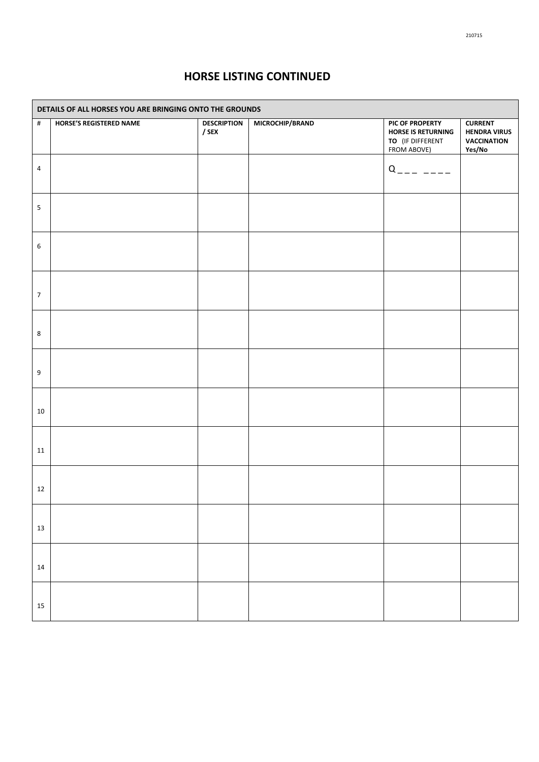# HORSE LISTING CONTINUED

| DETAILS OF ALL HORSES YOU ARE BRINGING ONTO THE GROUNDS | | | | | |
|---|---|---|---|---|---|
| **#** | **HORSE'S REGISTERED NAME** | **DESCRIPTION / SEX** | **MICROCHIP/BRAND** | **PIC OF PROPERTY HORSE IS RETURNING TO** (IF DIFFERENT FROM ABOVE) | **CURRENT HENDRA VIRUS VACCINATION Yes/No** |
| 4 | | | | Q _ _ _ _ _ _ _ | |
| 5 | | | | | |
| 6 | | | | | |
| 7 | | | | | |
| 8 | | | | | |
| 9 | | | | | |
| 10 | | | | | |
| 11 | | | | | |
| 12 | | | | | |
| 13 | | | | | |
| 14 | | | | | |
| 15 | | | | | |